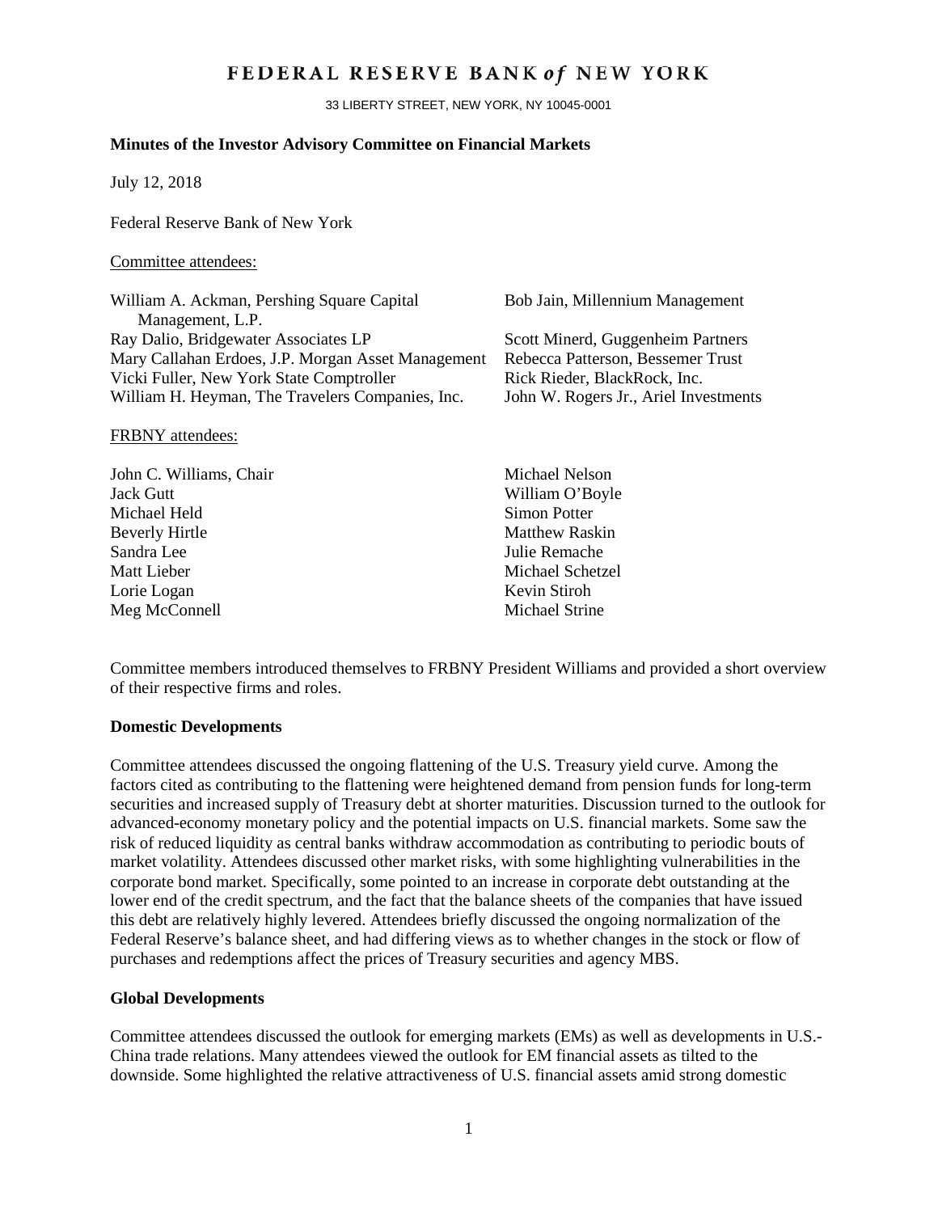# FEDERAL RESERVE BANK *of* NEW YORK

33 LIBERTY STREET, NEW YORK, NY 10045-0001

**Minutes of the Investor Advisory Committee on Financial Markets**

July 12, 2018

Federal Reserve Bank of New York

Committee attendees:

William A. Ackman, Pershing Square Capital Management, L.P.
Ray Dalio, Bridgewater Associates LP
Mary Callahan Erdoes, J.P. Morgan Asset Management
Vicki Fuller, New York State Comptroller
William H. Heyman, The Travelers Companies, Inc.
Bob Jain, Millennium Management
Scott Minerd, Guggenheim Partners
Rebecca Patterson, Bessemer Trust
Rick Rieder, BlackRock, Inc.
John W. Rogers Jr., Ariel Investments

FRBNY attendees:

John C. Williams, Chair
Jack Gutt
Michael Held
Beverly Hirtle
Sandra Lee
Matt Lieber
Lorie Logan
Meg McConnell
Michael Nelson
William O'Boyle
Simon Potter
Matthew Raskin
Julie Remache
Michael Schetzel
Kevin Stiroh
Michael Strine

Committee members introduced themselves to FRBNY President Williams and provided a short overview of their respective firms and roles.

**Domestic Developments**

Committee attendees discussed the ongoing flattening of the U.S. Treasury yield curve. Among the factors cited as contributing to the flattening were heightened demand from pension funds for long-term securities and increased supply of Treasury debt at shorter maturities. Discussion turned to the outlook for advanced-economy monetary policy and the potential impacts on U.S. financial markets. Some saw the risk of reduced liquidity as central banks withdraw accommodation as contributing to periodic bouts of market volatility. Attendees discussed other market risks, with some highlighting vulnerabilities in the corporate bond market. Specifically, some pointed to an increase in corporate debt outstanding at the lower end of the credit spectrum, and the fact that the balance sheets of the companies that have issued this debt are relatively highly levered. Attendees briefly discussed the ongoing normalization of the Federal Reserve's balance sheet, and had differing views as to whether changes in the stock or flow of purchases and redemptions affect the prices of Treasury securities and agency MBS.

**Global Developments**

Committee attendees discussed the outlook for emerging markets (EMs) as well as developments in U.S.-China trade relations. Many attendees viewed the outlook for EM financial assets as tilted to the downside. Some highlighted the relative attractiveness of U.S. financial assets amid strong domestic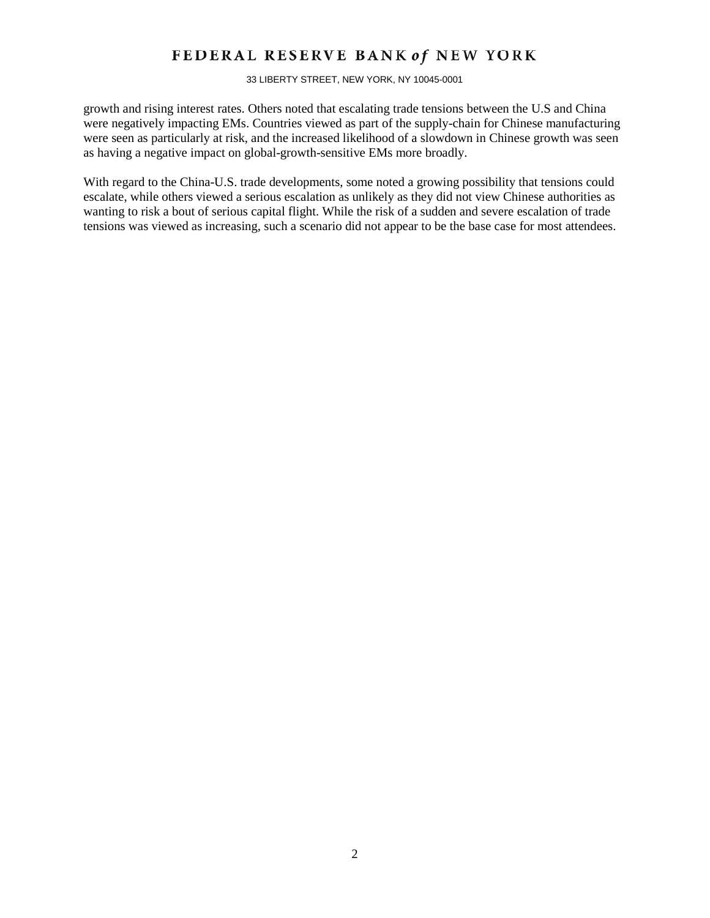growth and rising interest rates. Others noted that escalating trade tensions between the U.S and China were negatively impacting EMs. Countries viewed as part of the supply-chain for Chinese manufacturing were seen as particularly at risk, and the increased likelihood of a slowdown in Chinese growth was seen as having a negative impact on global-growth-sensitive EMs more broadly.

With regard to the China-U.S. trade developments, some noted a growing possibility that tensions could escalate, while others viewed a serious escalation as unlikely as they did not view Chinese authorities as wanting to risk a bout of serious capital flight. While the risk of a sudden and severe escalation of trade tensions was viewed as increasing, such a scenario did not appear to be the base case for most attendees.